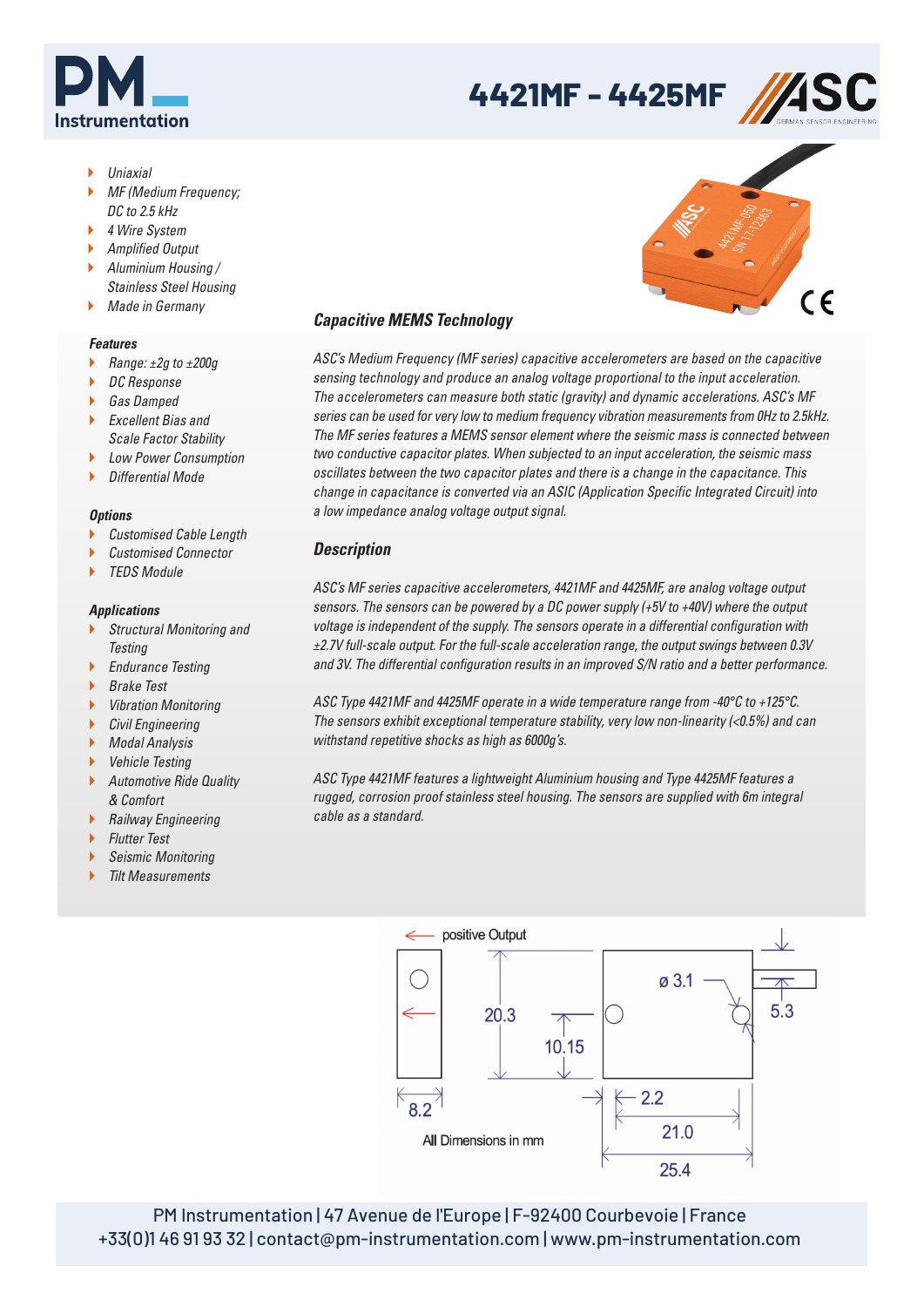# 4421MF - 4425MF

- Uniaxial
- MF (Medium Frequency; DC to 2.5 kHz
- 4 Wire System
- Amplified Output
- Aluminium Housing / Stainless Steel Housing
- Made in Germany

### Features

- Range: ±2g to ±200g
- DC Response
- Gas Damped
- Excellent Bias and Scale Factor Stability
- Low Power Consumption
- Differential Mode

### Options

- Customised Cable Length
- Customised Connector
- TEDS Module

### Applications

- Structural Monitoring and Testing
- Endurance Testing
- Brake Test
- Vibration Monitoring
- Civil Engineering
- Modal Analysis
- Vehicle Testing
- Automotive Ride Quality & Comfort
- Railway Engineering
- Flutter Test
- Seismic Monitoring
- Tilt Measurements

## Capacitive MEMS Technology

*ASC's Medium Frequency (MF series) capacitive accelerometers are based on the capacitive sensing technology and produce an analog voltage proportional to the input acceleration. The accelerometers can measure both static (gravity) and dynamic accelerations. ASC's MF series can be used for very low to medium frequency vibration measurements from 0Hz to 2.5kHz. The MF series features a MEMS sensor element where the seismic mass is connected between two conductive capacitor plates. When subjected to an input acceleration, the seismic mass oscillates between the two capacitor plates and there is a change in the capacitance. This change in capacitance is converted via an ASIC (Application Specific Integrated Circuit) into a low impedance analog voltage output signal.*

## Description

*ASC's MF series capacitive accelerometers, 4421MF and 4425MF, are analog voltage output sensors. The sensors can be powered by a DC power supply (+5V to +40V) where the output voltage is independent of the supply. The sensors operate in a differential configuration with ±2.7V full-scale output. For the full-scale acceleration range, the output swings between 0.3V and 3V. The differential configuration results in an improved S/N ratio and a better performance.*

*ASC Type 4421MF and 4425MF operate in a wide temperature range from -40°C to +125°C. The sensors exhibit exceptional temperature stability, very low non-linearity (<0.5%) and can withstand repetitive shocks as high as 6000g's.*

*ASC Type 4421MF features a lightweight Aluminium housing and Type 4425MF features a rugged, corrosion proof stainless steel housing. The sensors are supplied with 6m integral cable as a standard.*

positive Output

20.3 | 10.15 | ø 3.1 | 5.3 | 8.2 | 2.2 | 21.0 | 25.4

All Dimensions in mm

PM Instrumentation | 47 Avenue de l'Europe | F-92400 Courbevoie | France
+33(0)1 46 91 93 32 | contact@pm-instrumentation.com | www.pm-instrumentation.com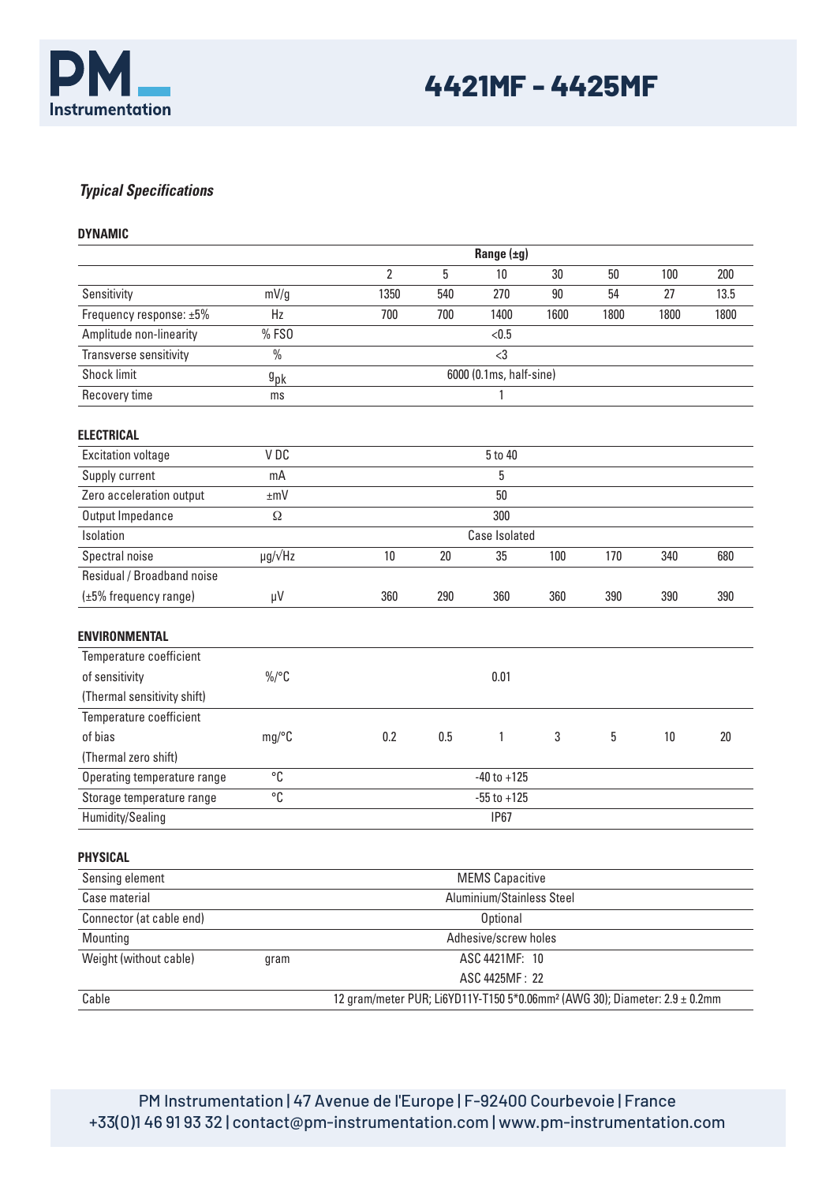# 4421MF - 4425MF

### *Typical Specifications*

#### DYNAMIC

| | | Range (±g) | | | | | | |
|---|---|---|---|---|---|---|---|---|
| | | 2 | 5 | 10 | 30 | 50 | 100 | 200 |
| Sensitivity | mV/g | 1350 | 540 | 270 | 90 | 54 | 27 | 13.5 |
| Frequency response: ±5% | Hz | 700 | 700 | 1400 | 1600 | 1800 | 1800 | 1800 |
| Amplitude non-linearity | % FSO | <0.5 | | | | | | |
| Transverse sensitivity | % | <3 | | | | | | |
| Shock limit | $g_{pk}$ | 6000 (0.1ms, half-sine) | | | | | | |
| Recovery time | ms | 1 | | | | | | |

#### ELECTRICAL

| | | | | | | | | |
|---|---|---|---|---|---|---|---|---|
| Excitation voltage | V DC | 5 to 40 | | | | | | |
| Supply current | mA | 5 | | | | | | |
| Zero acceleration output | ±mV | 50 | | | | | | |
| Output Impedance | Ω | 300 | | | | | | |
| Isolation | | Case Isolated | | | | | | |
| Spectral noise | µg/√Hz | 10 | 20 | 35 | 100 | 170 | 340 | 680 |
| Residual / Broadband noise (±5% frequency range) | µV | 360 | 290 | 360 | 360 | 390 | 390 | 390 |

#### ENVIRONMENTAL

| | | | | | | | | |
|---|---|---|---|---|---|---|---|---|
| Temperature coefficient of sensitivity (Thermal sensitivity shift) | %/°C | 0.01 | | | | | | |
| Temperature coefficient of bias (Thermal zero shift) | mg/°C | 0.2 | 0.5 | 1 | 3 | 5 | 10 | 20 |
| Operating temperature range | °C | -40 to +125 | | | | | | |
| Storage temperature range | °C | -55 to +125 | | | | | | |
| Humidity/Sealing | | IP67 | | | | | | |

#### PHYSICAL

| | | |
|---|---|---|
| Sensing element | | MEMS Capacitive |
| Case material | | Aluminium/Stainless Steel |
| Connector (at cable end) | | Optional |
| Mounting | | Adhesive/screw holes |
| Weight (without cable) | gram | ASC 4421MF: 10<br>ASC 4425MF : 22 |
| Cable | | 12 gram/meter PUR; Li6YD11Y-T150 5*0.06mm² (AWG 30); Diameter: 2.9 ± 0.2mm |

PM Instrumentation | 47 Avenue de l'Europe | F-92400 Courbevoie | France
+33(0)1 46 91 93 32 | contact@pm-instrumentation.com | www.pm-instrumentation.com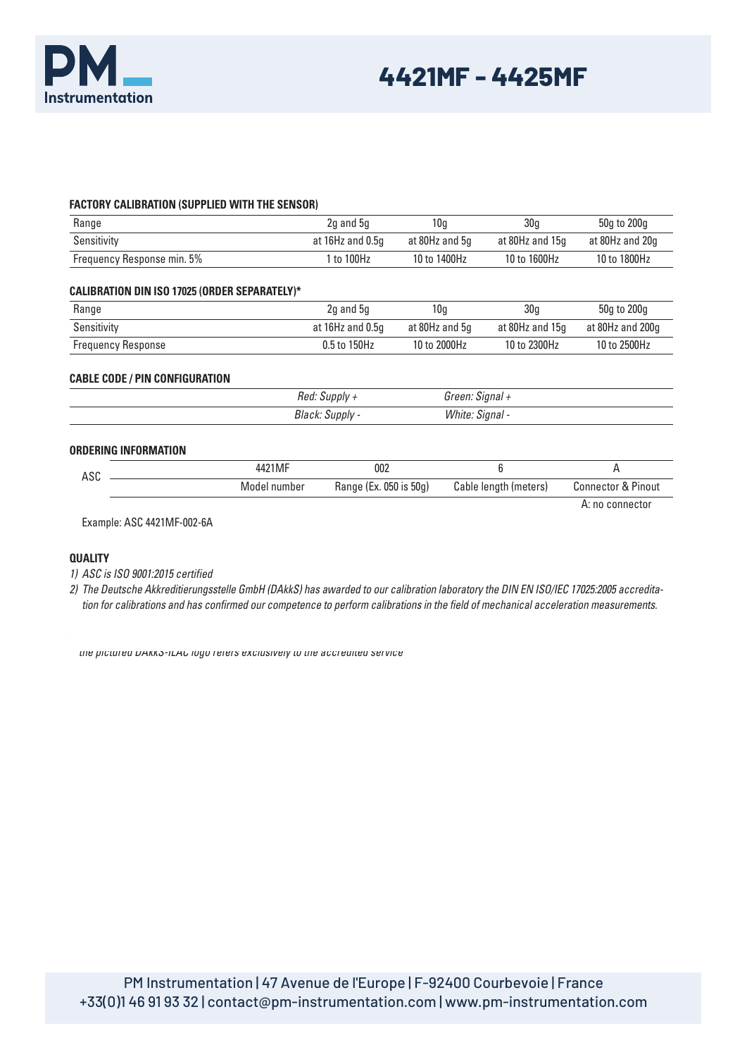# 4421MF - 4425MF

### FACTORY CALIBRATION (SUPPLIED WITH THE SENSOR)

| | | | | |
|---|---|---|---|---|
| Range | 2g and 5g | 10g | 30g | 50g to 200g |
| Sensitivity | at 16Hz and 0.5g | at 80Hz and 5g | at 80Hz and 15g | at 80Hz and 20g |
| Frequency Response min. 5% | 1 to 100Hz | 10 to 1400Hz | 10 to 1600Hz | 10 to 1800Hz |

### CALIBRATION DIN ISO 17025 (ORDER SEPARATELY)*

| | | | | |
|---|---|---|---|---|
| Range | 2g and 5g | 10g | 30g | 50g to 200g |
| Sensitivity | at 16Hz and 0.5g | at 80Hz and 5g | at 80Hz and 15g | at 80Hz and 200g |
| Frequency Response | 0.5 to 150Hz | 10 to 2000Hz | 10 to 2300Hz | 10 to 2500Hz |

### CABLE CODE / PIN CONFIGURATION

| | |
|---|---|
| *Red: Supply +* | *Green: Signal +* |
| *Black: Supply -* | *White: Signal -* |

### ORDERING INFORMATION

| | | | | |
|---|---|---|---|---|
| ASC | 4421MF | 002 | 6 | A |
| | Model number | Range (Ex. 050 is 50g) | Cable length (meters) | Connector & Pinout |
| | | | | A: no connector |

Example: ASC 4421MF-002-6A

### QUALITY

*1) ASC is ISO 9001:2015 certified*

*2) The Deutsche Akkreditierungsstelle GmbH (DAkkS) has awarded to our calibration laboratory the DIN EN ISO/IEC 17025:2005 accreditation for calibrations and has confirmed our competence to perform calibrations in the field of mechanical acceleration measurements.*

*the pictured DAkkS-ILAC logo refers exclusively to the accredited service*

PM Instrumentation | 47 Avenue de l'Europe | F-92400 Courbevoie | France
+33(0)1 46 91 93 32 | contact@pm-instrumentation.com | www.pm-instrumentation.com